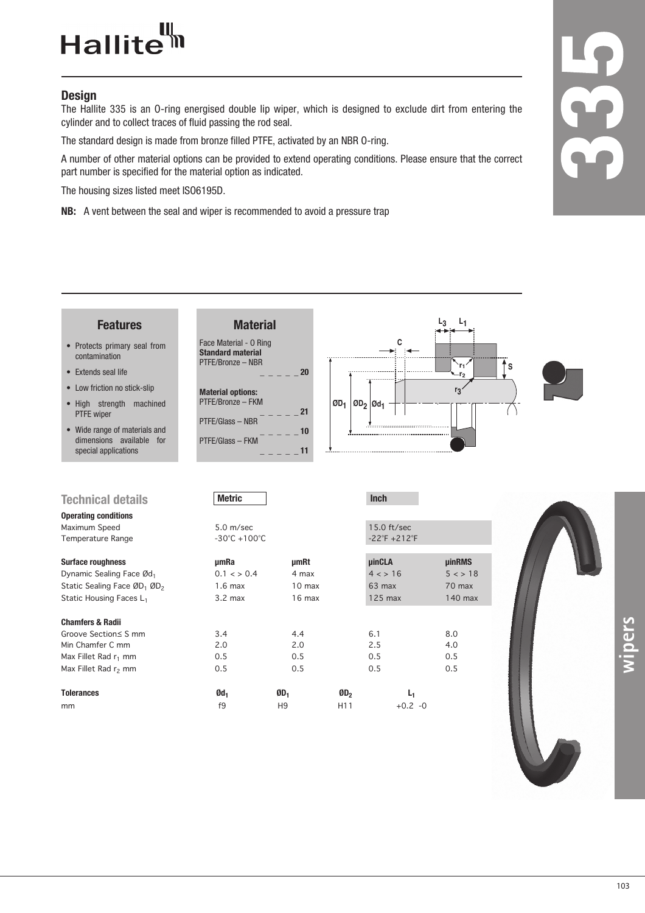Hallite

# 335

## Design

The Hallite 335 is an O-ring energised double lip wiper, which is designed to exclude dirt from entering the cylinder and to collect traces of fluid passing the rod seal.

The standard design is made from bronze filled PTFE, activated by an NBR O-ring.

A number of other material options can be provided to extend operating conditions. Please ensure that the correct part number is specified for the material option as indicated.

The housing sizes listed meet ISO6195D.

**NB:** A vent between the seal and wiper is recommended to avoid a pressure trap

### Features

- Protects primary seal from contamination
- Extends seal life
- Low friction no stick-slip
- High strength machined PTFE wiper
- Wide range of materials and dimensions available for special applications

### Material

Face Material - O Ring

**Standard material**

PTFE/Bronze – NBR _ _ _ _ _ **20**

**Material options:**

PTFE/Bronze – FKM _ _ _ _ _ **21**

PTFE/Glass – NBR _ _ _ _ _ **10**

PTFE/Glass – FKM _ _ _ _ _ **11**

$L_3$ $L_1$ C S $r_1$ $r_2$ $r_3$ $ØD_1$ $ØD_2$ $Ød_1$

## Technical details

| | Metric | | Inch | |
|---|---|---|---|---|
| **Operating conditions** | | | | |
| Maximum Speed | 5.0 m/sec | | 15.0 ft/sec | |
| Temperature Range | -30°C +100°C | | -22°F +212°F | |
| **Surface roughness** | **µmRa** | **µmRt** | **µinCLA** | **µinRMS** |
| Dynamic Sealing Face $Ød_1$ | 0.1 < > 0.4 | 4 max | 4 < > 16 | 5 < > 18 |
| Static Sealing Face $ØD_1$ $ØD_2$ | 1.6 max | 10 max | 63 max | 70 max |
| Static Housing Faces $L_1$ | 3.2 max | 16 max | 125 max | 140 max |
| **Chamfers & Radii** | | | | |
| Groove Section≤ S mm | 3.4 | 4.4 | 6.1 | 8.0 |
| Min Chamfer C mm | 2.0 | 2.0 | 2.5 | 4.0 |
| Max Fillet Rad $r_1$ mm | 0.5 | 0.5 | 0.5 | 0.5 |
| Max Fillet Rad $r_2$ mm | 0.5 | 0.5 | 0.5 | 0.5 |

| **Tolerances** | $Ød_1$ | $ØD_1$ | $ØD_2$ | $L_1$ |
|---|---|---|---|---|
| mm | f9 | H9 | H11 | +0.2 -0 |

wipers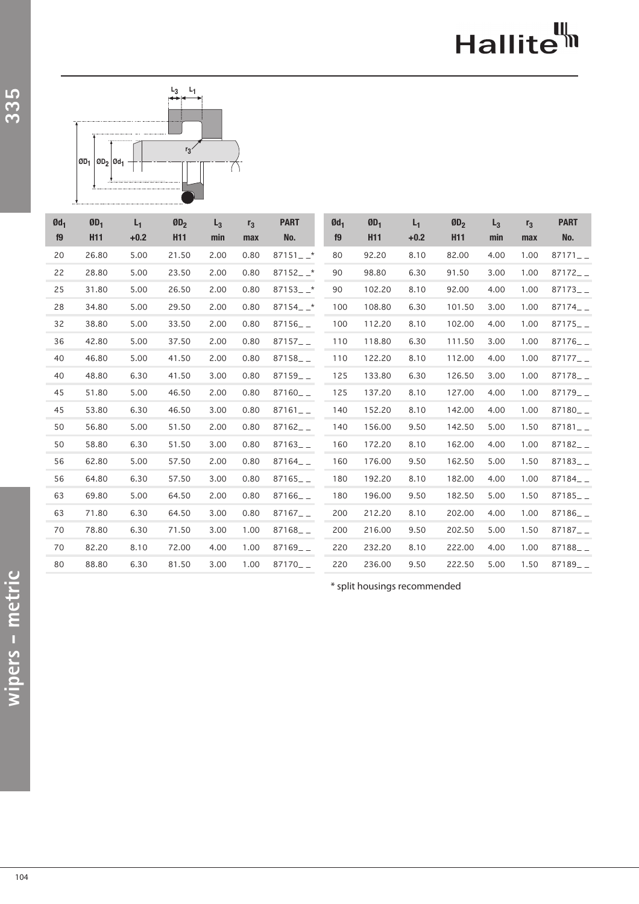| $Ød_1$ f9 | $ØD_1$ H11 | $L_1$ +0.2 | $ØD_2$ H11 | $L_3$ min | $r_3$ max | PART No. |
|---|---|---|---|---|---|---|
| 20 | 26.80 | 5.00 | 21.50 | 2.00 | 0.80 | 87151_ _* |
| 22 | 28.80 | 5.00 | 23.50 | 2.00 | 0.80 | 87152_ _* |
| 25 | 31.80 | 5.00 | 26.50 | 2.00 | 0.80 | 87153_ _* |
| 28 | 34.80 | 5.00 | 29.50 | 2.00 | 0.80 | 87154_ _* |
| 32 | 38.80 | 5.00 | 33.50 | 2.00 | 0.80 | 87156_ _ |
| 36 | 42.80 | 5.00 | 37.50 | 2.00 | 0.80 | 87157_ _ |
| 40 | 46.80 | 5.00 | 41.50 | 2.00 | 0.80 | 87158_ _ |
| 40 | 48.80 | 6.30 | 41.50 | 3.00 | 0.80 | 87159_ _ |
| 45 | 51.80 | 5.00 | 46.50 | 2.00 | 0.80 | 87160_ _ |
| 45 | 53.80 | 6.30 | 46.50 | 3.00 | 0.80 | 87161_ _ |
| 50 | 56.80 | 5.00 | 51.50 | 2.00 | 0.80 | 87162_ _ |
| 50 | 58.80 | 6.30 | 51.50 | 3.00 | 0.80 | 87163_ _ |
| 56 | 62.80 | 5.00 | 57.50 | 2.00 | 0.80 | 87164_ _ |
| 56 | 64.80 | 6.30 | 57.50 | 3.00 | 0.80 | 87165_ _ |
| 63 | 69.80 | 5.00 | 64.50 | 2.00 | 0.80 | 87166_ _ |
| 63 | 71.80 | 6.30 | 64.50 | 3.00 | 0.80 | 87167_ _ |
| 70 | 78.80 | 6.30 | 71.50 | 3.00 | 1.00 | 87168_ _ |
| 70 | 82.20 | 8.10 | 72.00 | 4.00 | 1.00 | 87169_ _ |
| 80 | 88.80 | 6.30 | 81.50 | 3.00 | 1.00 | 87170_ _ |
| 80 | 92.20 | 8.10 | 82.00 | 4.00 | 1.00 | 87171_ _ |
| 90 | 98.80 | 6.30 | 91.50 | 3.00 | 1.00 | 87172_ _ |
| 90 | 102.20 | 8.10 | 92.00 | 4.00 | 1.00 | 87173_ _ |
| 100 | 108.80 | 6.30 | 101.50 | 3.00 | 1.00 | 87174_ _ |
| 100 | 112.20 | 8.10 | 102.00 | 4.00 | 1.00 | 87175_ _ |
| 110 | 118.80 | 6.30 | 111.50 | 3.00 | 1.00 | 87176_ _ |
| 110 | 122.20 | 8.10 | 112.00 | 4.00 | 1.00 | 87177_ _ |
| 125 | 133.80 | 6.30 | 126.50 | 3.00 | 1.00 | 87178_ _ |
| 125 | 137.20 | 8.10 | 127.00 | 4.00 | 1.00 | 87179_ _ |
| 140 | 152.20 | 8.10 | 142.00 | 4.00 | 1.00 | 87180_ _ |
| 140 | 156.00 | 9.50 | 142.50 | 5.00 | 1.50 | 87181_ _ |
| 160 | 172.20 | 8.10 | 162.00 | 4.00 | 1.00 | 87182_ _ |
| 160 | 176.00 | 9.50 | 162.50 | 5.00 | 1.50 | 87183_ _ |
| 180 | 192.20 | 8.10 | 182.00 | 4.00 | 1.00 | 87184_ _ |
| 180 | 196.00 | 9.50 | 182.50 | 5.00 | 1.50 | 87185_ _ |
| 200 | 212.20 | 8.10 | 202.00 | 4.00 | 1.00 | 87186_ _ |
| 200 | 216.00 | 9.50 | 202.50 | 5.00 | 1.50 | 87187_ _ |
| 220 | 232.20 | 8.10 | 222.00 | 4.00 | 1.00 | 87188_ _ |
| 220 | 236.00 | 9.50 | 222.50 | 5.00 | 1.50 | 87189_ _ |

* split housings recommended